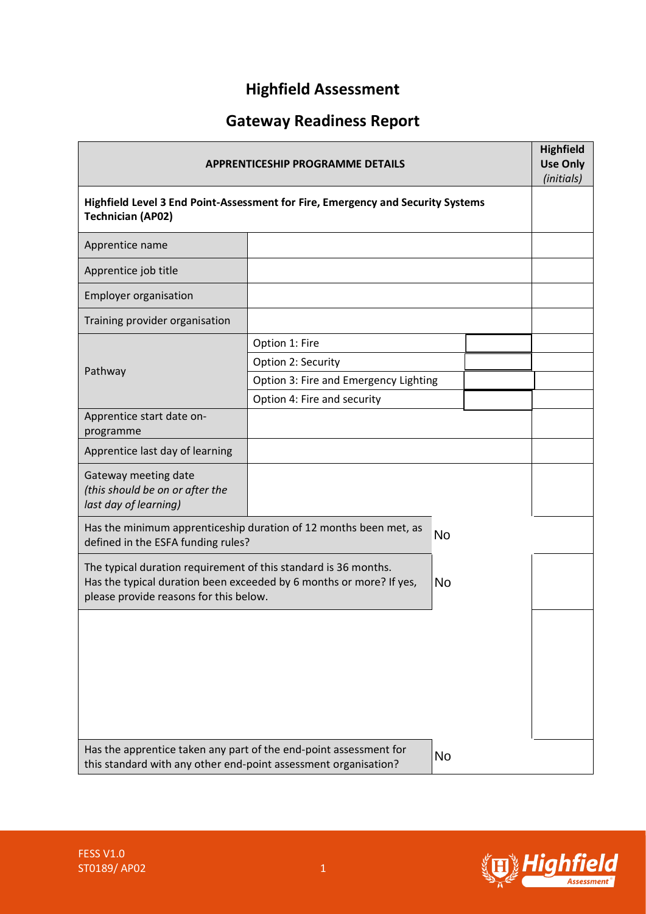# Highfield Assessment

## Gateway Readiness Report

| APPRENTICESHIP PROGRAMME DETAILS | | | Highfield Use Only *(initials)* |
|---|---|---|---|
| **Highfield Level 3 End Point-Assessment for Fire, Emergency and Security Systems Technician (AP02)** | | | |
| Apprentice name | | | |
| Apprentice job title | | | |
| Employer organisation | | | |
| Training provider organisation | | | |
| Pathway | Option 1: Fire | | |
| | Option 2: Security | | |
| | Option 3: Fire and Emergency Lighting | | |
| | Option 4: Fire and security | | |
| Apprentice start date on-programme | | | |
| Apprentice last day of learning | | | |
| Gateway meeting date *(this should be on or after the last day of learning)* | | | |
| Has the minimum apprenticeship duration of 12 months been met, as defined in the ESFA funding rules? | | No | |
| The typical duration requirement of this standard is 36 months. Has the typical duration been exceeded by 6 months or more? If yes, please provide reasons for this below. | | No | |
| | | | |
| Has the apprentice taken any part of the end-point assessment for this standard with any other end-point assessment organisation? | | No | |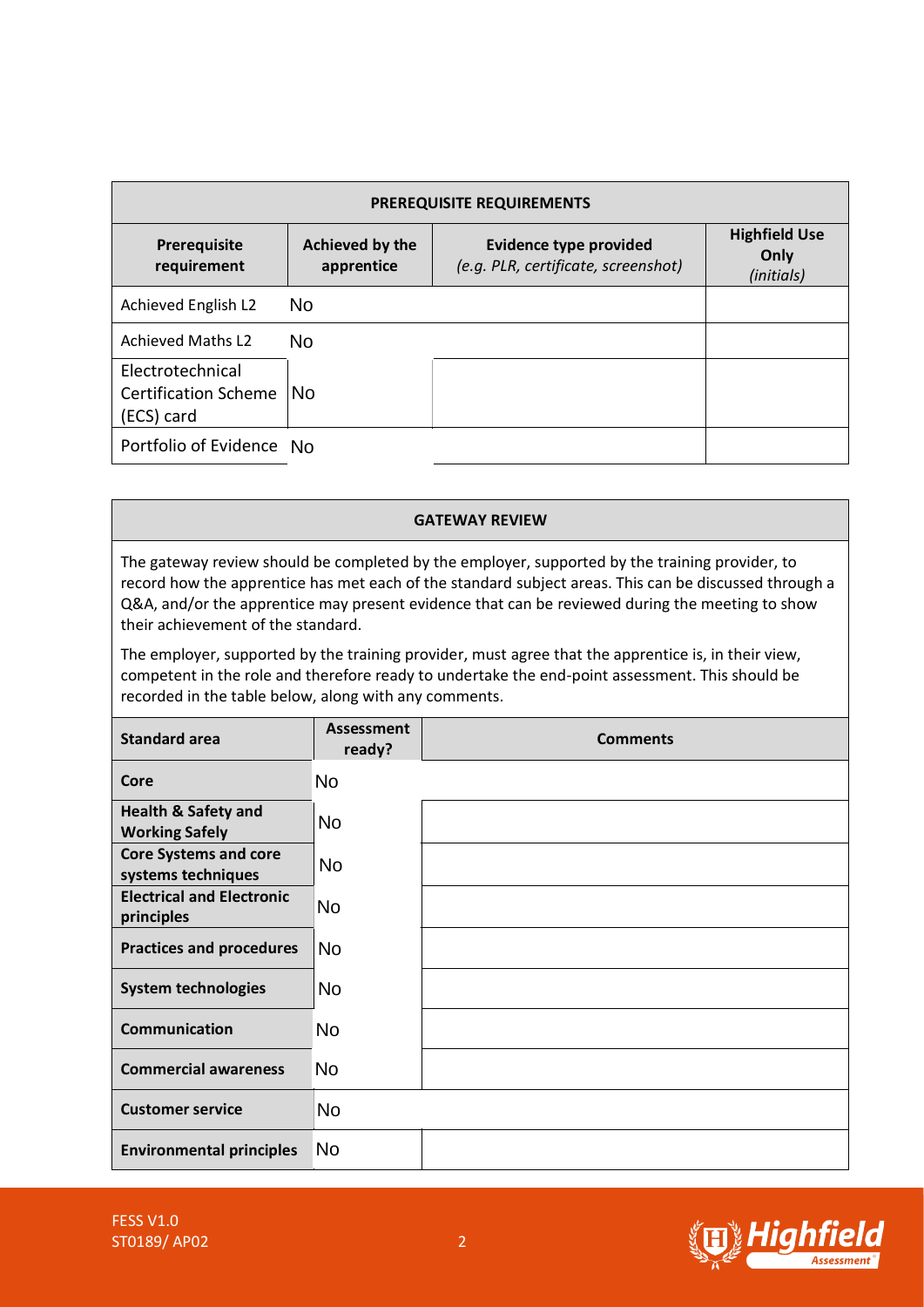| PREREQUISITE REQUIREMENTS | | | |
|---|---|---|---|
| **Prerequisite requirement** | **Achieved by the apprentice** | **Evidence type provided** *(e.g. PLR, certificate, screenshot)* | **Highfield Use Only** *(initials)* |
| Achieved English L2 | No | | |
| Achieved Maths L2 | No | | |
| Electrotechnical Certification Scheme (ECS) card | No | | |
| Portfolio of Evidence | No | | |

| GATEWAY REVIEW | | |
|---|---|---|
| The gateway review should be completed by the employer, supported by the training provider, to record how the apprentice has met each of the standard subject areas. This can be discussed through a Q&A, and/or the apprentice may present evidence that can be reviewed during the meeting to show their achievement of the standard.<br><br>The employer, supported by the training provider, must agree that the apprentice is, in their view, competent in the role and therefore ready to undertake the end-point assessment. This should be recorded in the table below, along with any comments. | | |
| **Standard area** | **Assessment ready?** | **Comments** |
| **Core** | No | |
| **Health & Safety and Working Safely** | No | |
| **Core Systems and core systems techniques** | No | |
| **Electrical and Electronic principles** | No | |
| **Practices and procedures** | No | |
| **System technologies** | No | |
| **Communication** | No | |
| **Commercial awareness** | No | |
| **Customer service** | No | |
| **Environmental principles** | No | |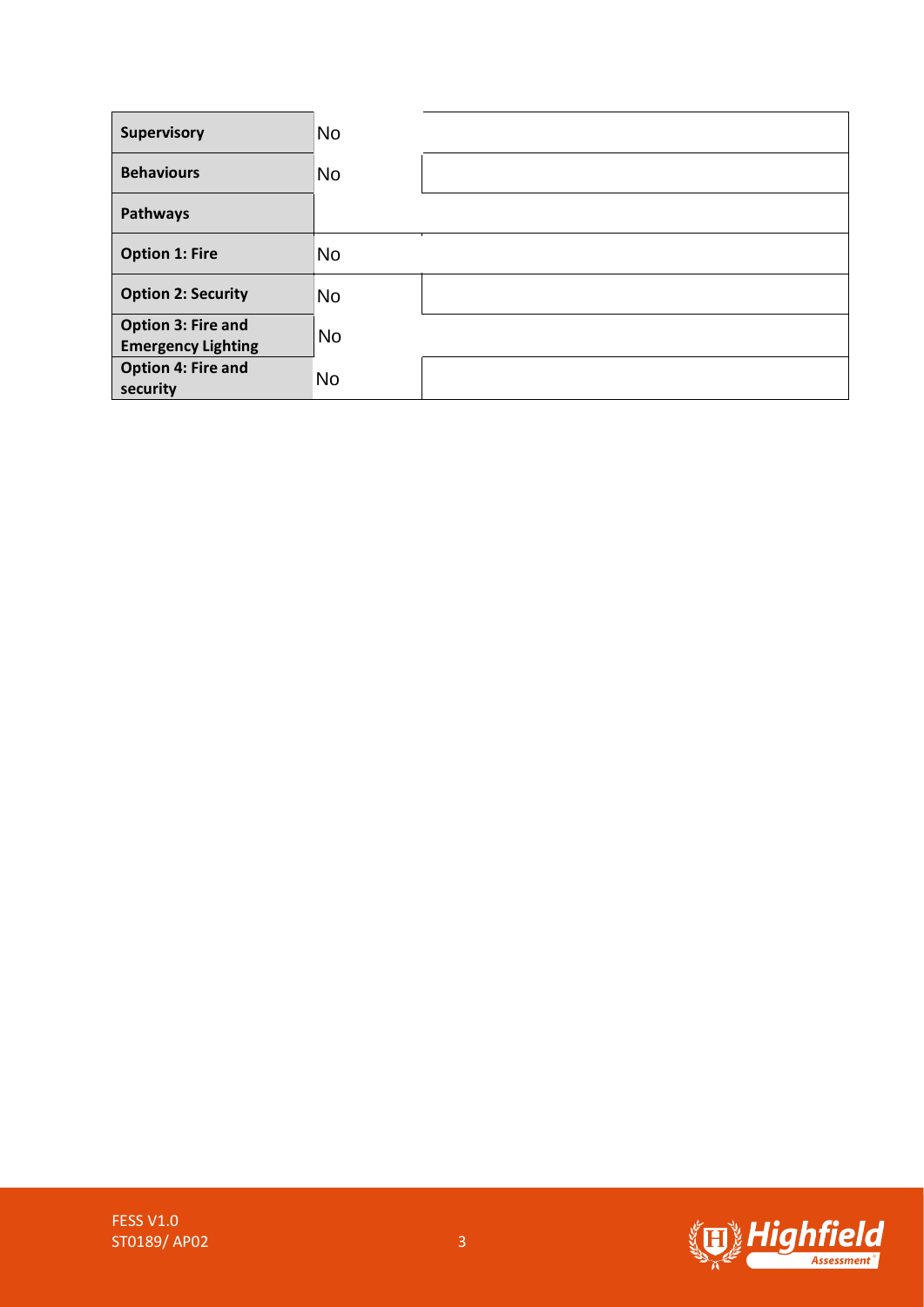| | | |
|---|---|---|
| **Supervisory** | No | |
| **Behaviours** | No | |
| **Pathways** | | |
| **Option 1: Fire** | No | |
| **Option 2: Security** | No | |
| **Option 3: Fire and Emergency Lighting** | No | |
| **Option 4: Fire and security** | No | |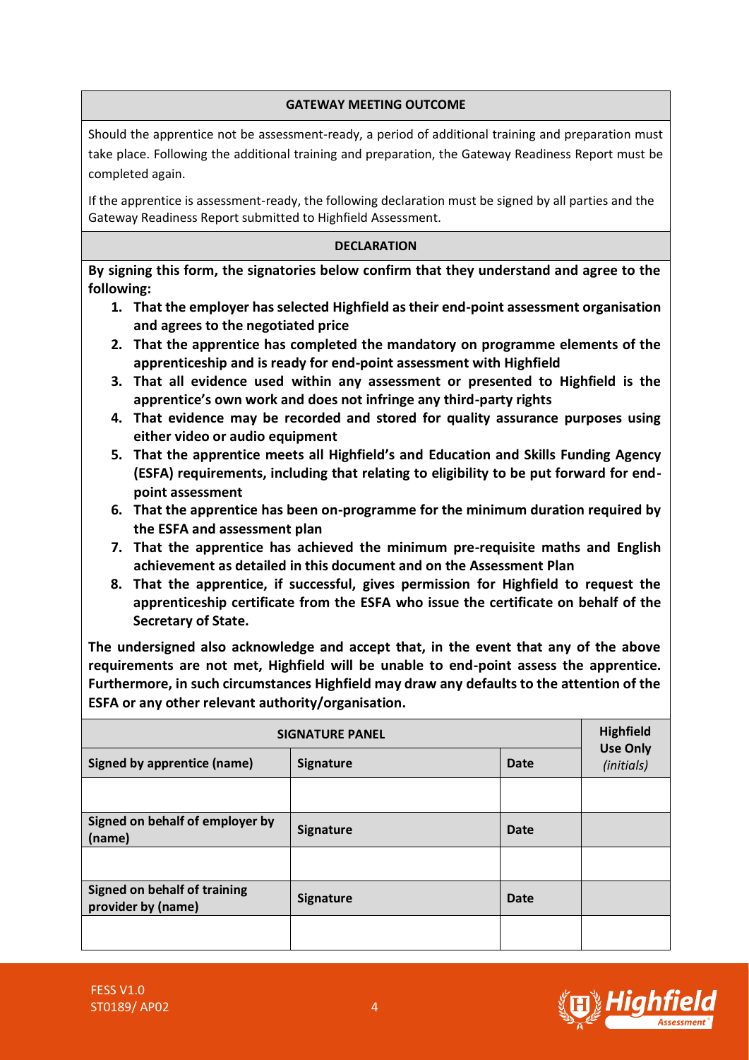## GATEWAY MEETING OUTCOME

Should the apprentice not be assessment-ready, a period of additional training and preparation must take place. Following the additional training and preparation, the Gateway Readiness Report must be completed again.

If the apprentice is assessment-ready, the following declaration must be signed by all parties and the Gateway Readiness Report submitted to Highfield Assessment.

## DECLARATION

**By signing this form, the signatories below confirm that they understand and agree to the following:**

1. **That the employer has selected Highfield as their end-point assessment organisation and agrees to the negotiated price**
2. **That the apprentice has completed the mandatory on programme elements of the apprenticeship and is ready for end-point assessment with Highfield**
3. **That all evidence used within any assessment or presented to Highfield is the apprentice's own work and does not infringe any third-party rights**
4. **That evidence may be recorded and stored for quality assurance purposes using either video or audio equipment**
5. **That the apprentice meets all Highfield's and Education and Skills Funding Agency (ESFA) requirements, including that relating to eligibility to be put forward for end-point assessment**
6. **That the apprentice has been on-programme for the minimum duration required by the ESFA and assessment plan**
7. **That the apprentice has achieved the minimum pre-requisite maths and English achievement as detailed in this document and on the Assessment Plan**
8. **That the apprentice, if successful, gives permission for Highfield to request the apprenticeship certificate from the ESFA who issue the certificate on behalf of the Secretary of State.**

**The undersigned also acknowledge and accept that, in the event that any of the above requirements are not met, Highfield will be unable to end-point assess the apprentice. Furthermore, in such circumstances Highfield may draw any defaults to the attention of the ESFA or any other relevant authority/organisation.**

| SIGNATURE PANEL | | | Highfield Use Only *(initials)* |
|---|---|---|---|
| **Signed by apprentice (name)** | **Signature** | **Date** | |
| | | | |
| **Signed on behalf of employer by (name)** | **Signature** | **Date** | |
| | | | |
| **Signed on behalf of training provider by (name)** | **Signature** | **Date** | |
| | | | |

FESS V1.0
ST0189/ AP02